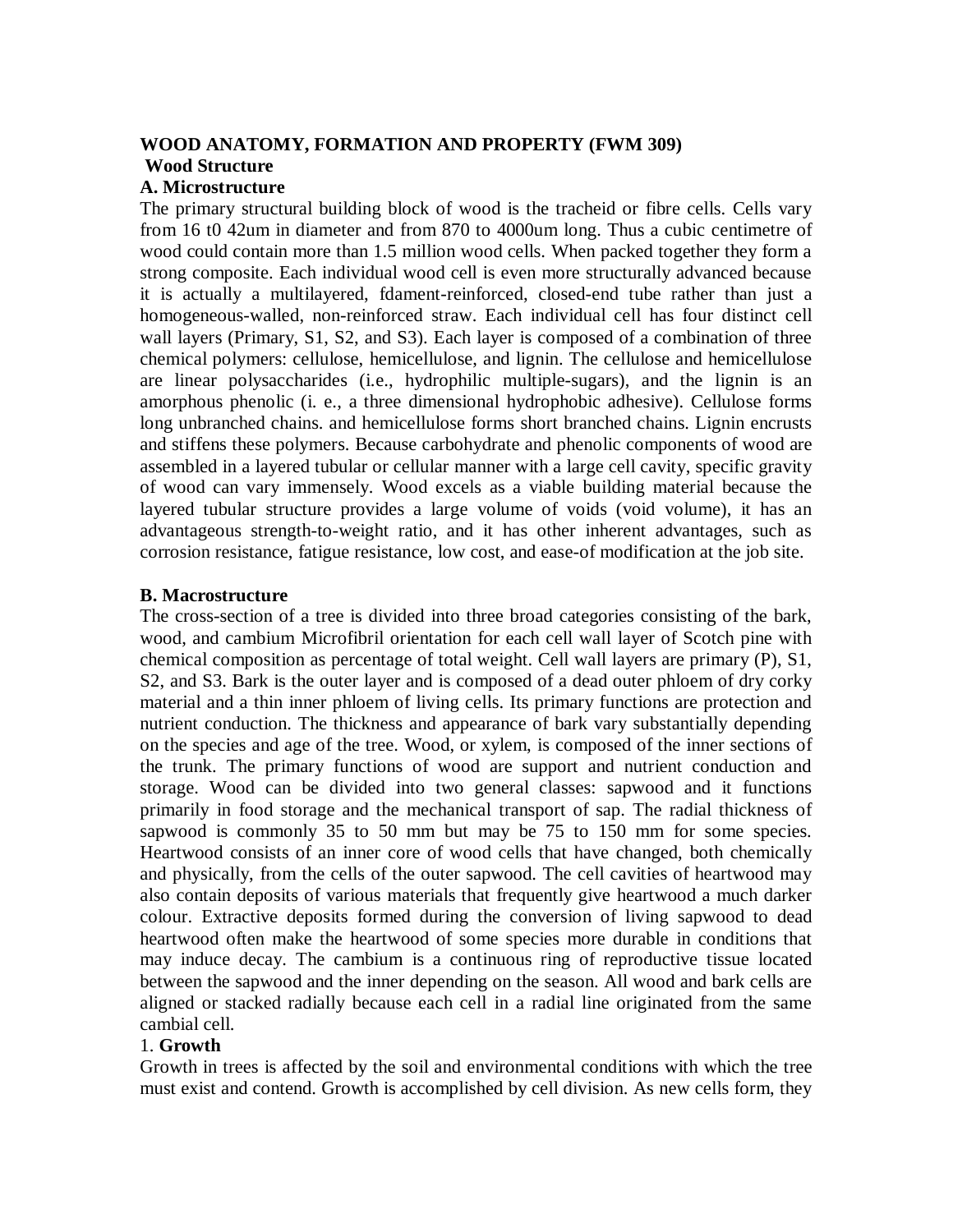**WOOD ANATOMY, FORMATION AND PROPERTY (FWM 309)**

**Wood Structure**

**A. Microstructure**

The primary structural building block of wood is the tracheid or fibre cells. Cells vary from 16 t0 42um in diameter and from 870 to 4000um long. Thus a cubic centimetre of wood could contain more than 1.5 million wood cells. When packed together they form a strong composite. Each individual wood cell is even more structurally advanced because it is actually a multilayered, fdament-reinforced, closed-end tube rather than just a homogeneous-walled, non-reinforced straw. Each individual cell has four distinct cell wall layers (Primary, S1, S2, and S3). Each layer is composed of a combination of three chemical polymers: cellulose, hemicellulose, and lignin. The cellulose and hemicellulose are linear polysaccharides (i.e., hydrophilic multiple-sugars), and the lignin is an amorphous phenolic (i. e., a three dimensional hydrophobic adhesive). Cellulose forms long unbranched chains. and hemicellulose forms short branched chains. Lignin encrusts and stiffens these polymers. Because carbohydrate and phenolic components of wood are assembled in a layered tubular or cellular manner with a large cell cavity, specific gravity of wood can vary immensely. Wood excels as a viable building material because the layered tubular structure provides a large volume of voids (void volume), it has an advantageous strength-to-weight ratio, and it has other inherent advantages, such as corrosion resistance, fatigue resistance, low cost, and ease-of modification at the job site.

**B. Macrostructure**

The cross-section of a tree is divided into three broad categories consisting of the bark, wood, and cambium Microfibril orientation for each cell wall layer of Scotch pine with chemical composition as percentage of total weight. Cell wall layers are primary (P), S1, S2, and S3. Bark is the outer layer and is composed of a dead outer phloem of dry corky material and a thin inner phloem of living cells. Its primary functions are protection and nutrient conduction. The thickness and appearance of bark vary substantially depending on the species and age of the tree. Wood, or xylem, is composed of the inner sections of the trunk. The primary functions of wood are support and nutrient conduction and storage. Wood can be divided into two general classes: sapwood and it functions primarily in food storage and the mechanical transport of sap. The radial thickness of sapwood is commonly 35 to 50 mm but may be 75 to 150 mm for some species. Heartwood consists of an inner core of wood cells that have changed, both chemically and physically, from the cells of the outer sapwood. The cell cavities of heartwood may also contain deposits of various materials that frequently give heartwood a much darker colour. Extractive deposits formed during the conversion of living sapwood to dead heartwood often make the heartwood of some species more durable in conditions that may induce decay. The cambium is a continuous ring of reproductive tissue located between the sapwood and the inner depending on the season. All wood and bark cells are aligned or stacked radially because each cell in a radial line originated from the same cambial cell.

1. **Growth**

Growth in trees is affected by the soil and environmental conditions with which the tree must exist and contend. Growth is accomplished by cell division. As new cells form, they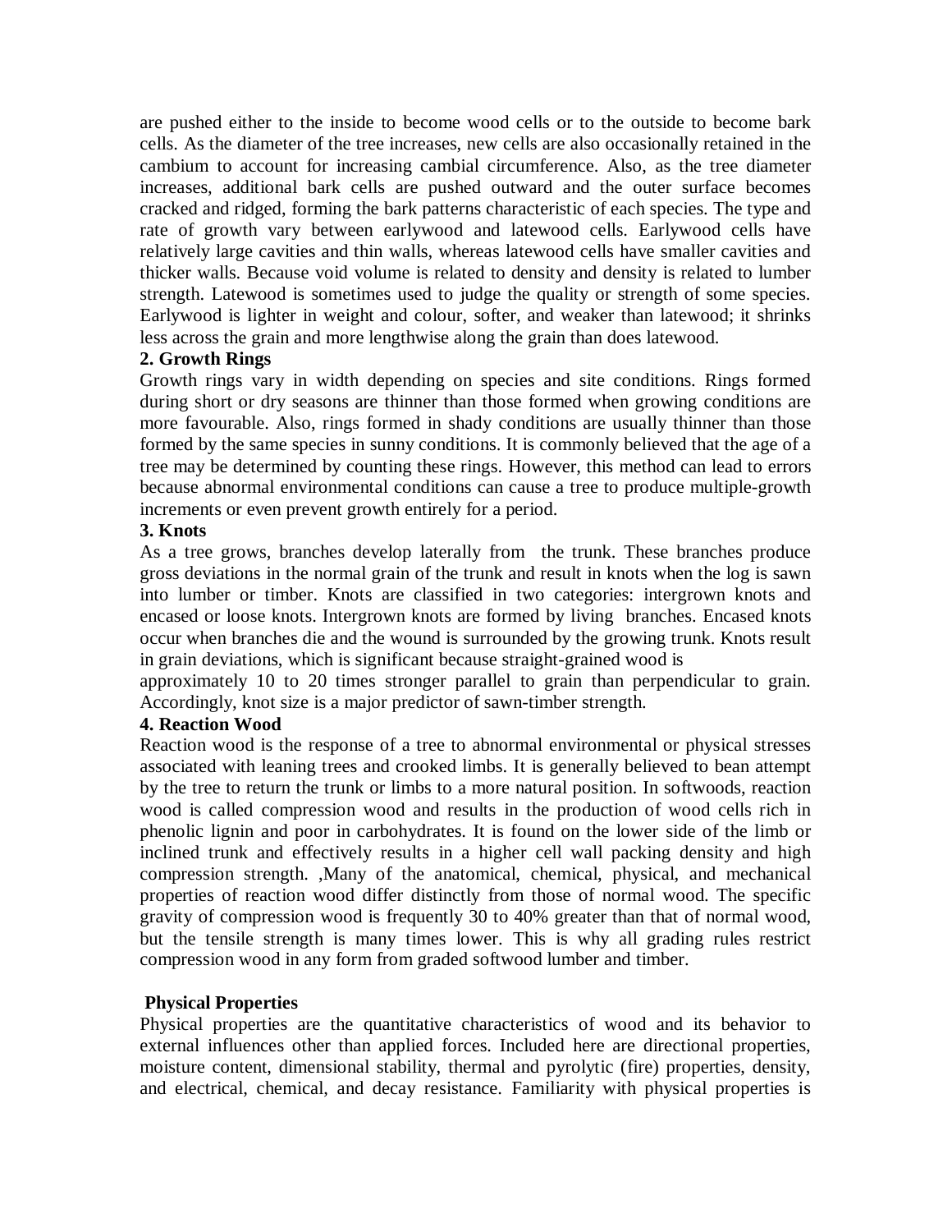are pushed either to the inside to become wood cells or to the outside to become bark cells. As the diameter of the tree increases, new cells are also occasionally retained in the cambium to account for increasing cambial circumference. Also, as the tree diameter increases, additional bark cells are pushed outward and the outer surface becomes cracked and ridged, forming the bark patterns characteristic of each species. The type and rate of growth vary between earlywood and latewood cells. Earlywood cells have relatively large cavities and thin walls, whereas latewood cells have smaller cavities and thicker walls. Because void volume is related to density and density is related to lumber strength. Latewood is sometimes used to judge the quality or strength of some species. Earlywood is lighter in weight and colour, softer, and weaker than latewood; it shrinks less across the grain and more lengthwise along the grain than does latewood.

**2. Growth Rings**

Growth rings vary in width depending on species and site conditions. Rings formed during short or dry seasons are thinner than those formed when growing conditions are more favourable. Also, rings formed in shady conditions are usually thinner than those formed by the same species in sunny conditions. It is commonly believed that the age of a tree may be determined by counting these rings. However, this method can lead to errors because abnormal environmental conditions can cause a tree to produce multiple-growth increments or even prevent growth entirely for a period.

**3. Knots**

As a tree grows, branches develop laterally from the trunk. These branches produce gross deviations in the normal grain of the trunk and result in knots when the log is sawn into lumber or timber. Knots are classified in two categories: intergrown knots and encased or loose knots. Intergrown knots are formed by living branches. Encased knots occur when branches die and the wound is surrounded by the growing trunk. Knots result in grain deviations, which is significant because straight-grained wood is approximately 10 to 20 times stronger parallel to grain than perpendicular to grain. Accordingly, knot size is a major predictor of sawn-timber strength.

**4. Reaction Wood**

Reaction wood is the response of a tree to abnormal environmental or physical stresses associated with leaning trees and crooked limbs. It is generally believed to bean attempt by the tree to return the trunk or limbs to a more natural position. In softwoods, reaction wood is called compression wood and results in the production of wood cells rich in phenolic lignin and poor in carbohydrates. It is found on the lower side of the limb or inclined trunk and effectively results in a higher cell wall packing density and high compression strength. ,Many of the anatomical, chemical, physical, and mechanical properties of reaction wood differ distinctly from those of normal wood. The specific gravity of compression wood is frequently 30 to 40% greater than that of normal wood, but the tensile strength is many times lower. This is why all grading rules restrict compression wood in any form from graded softwood lumber and timber.

**Physical Properties**

Physical properties are the quantitative characteristics of wood and its behavior to external influences other than applied forces. Included here are directional properties, moisture content, dimensional stability, thermal and pyrolytic (fire) properties, density, and electrical, chemical, and decay resistance. Familiarity with physical properties is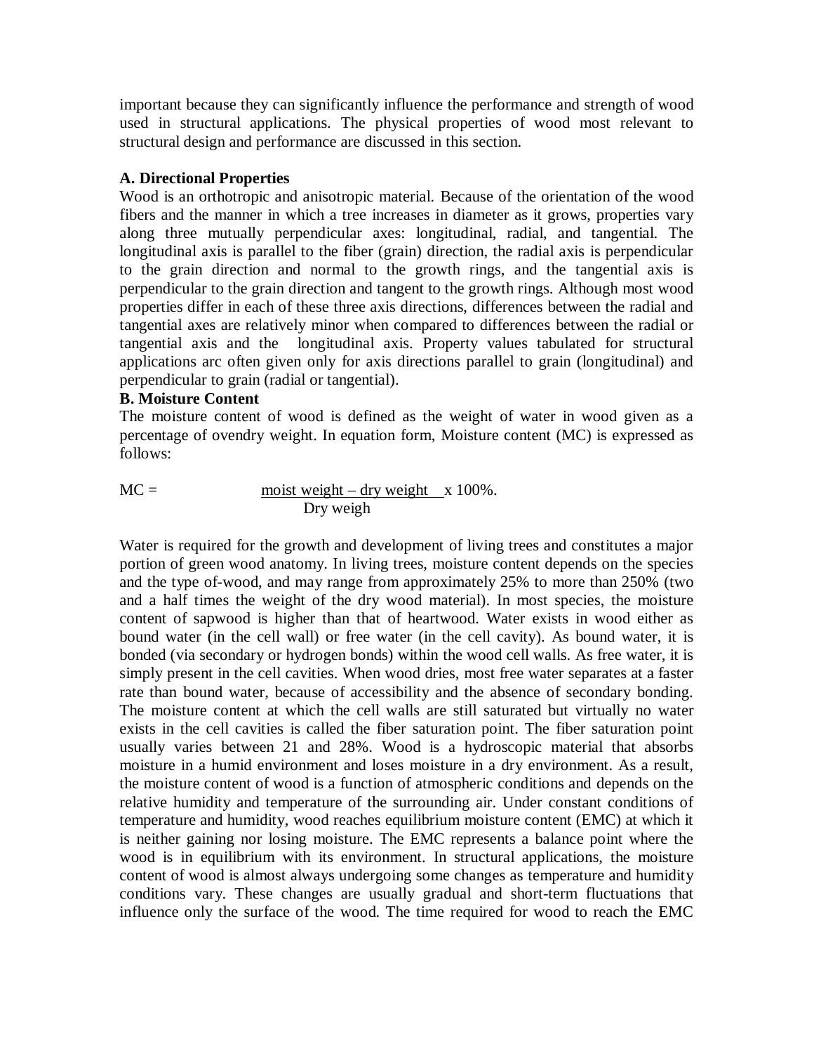important because they can significantly influence the performance and strength of wood used in structural applications. The physical properties of wood most relevant to structural design and performance are discussed in this section.

**A. Directional Properties**

Wood is an orthotropic and anisotropic material. Because of the orientation of the wood fibers and the manner in which a tree increases in diameter as it grows, properties vary along three mutually perpendicular axes: longitudinal, radial, and tangential. The longitudinal axis is parallel to the fiber (grain) direction, the radial axis is perpendicular to the grain direction and normal to the growth rings, and the tangential axis is perpendicular to the grain direction and tangent to the growth rings. Although most wood properties differ in each of these three axis directions, differences between the radial and tangential axes are relatively minor when compared to differences between the radial or tangential axis and the longitudinal axis. Property values tabulated for structural applications arc often given only for axis directions parallel to grain (longitudinal) and perpendicular to grain (radial or tangential).

**B. Moisture Content**

The moisture content of wood is defined as the weight of water in wood given as a percentage of ovendry weight. In equation form, Moisture content (MC) is expressed as follows:

$$MC = \frac{\text{moist weight} - \text{dry weight}}{\text{Dry weigh}} \times 100\%.$$

Water is required for the growth and development of living trees and constitutes a major portion of green wood anatomy. In living trees, moisture content depends on the species and the type of-wood, and may range from approximately 25% to more than 250% (two and a half times the weight of the dry wood material). In most species, the moisture content of sapwood is higher than that of heartwood. Water exists in wood either as bound water (in the cell wall) or free water (in the cell cavity). As bound water, it is bonded (via secondary or hydrogen bonds) within the wood cell walls. As free water, it is simply present in the cell cavities. When wood dries, most free water separates at a faster rate than bound water, because of accessibility and the absence of secondary bonding. The moisture content at which the cell walls are still saturated but virtually no water exists in the cell cavities is called the fiber saturation point. The fiber saturation point usually varies between 21 and 28%. Wood is a hydroscopic material that absorbs moisture in a humid environment and loses moisture in a dry environment. As a result, the moisture content of wood is a function of atmospheric conditions and depends on the relative humidity and temperature of the surrounding air. Under constant conditions of temperature and humidity, wood reaches equilibrium moisture content (EMC) at which it is neither gaining nor losing moisture. The EMC represents a balance point where the wood is in equilibrium with its environment. In structural applications, the moisture content of wood is almost always undergoing some changes as temperature and humidity conditions vary. These changes are usually gradual and short-term fluctuations that influence only the surface of the wood. The time required for wood to reach the EMC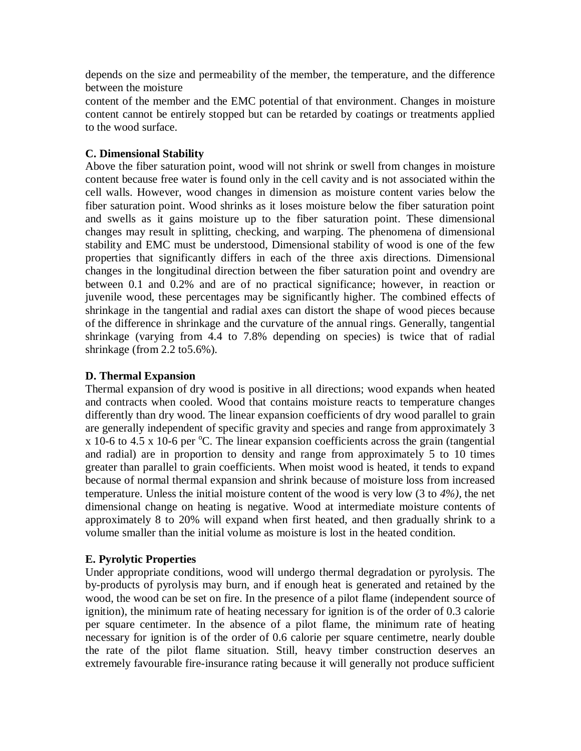depends on the size and permeability of the member, the temperature, and the difference between the moisture

content of the member and the EMC potential of that environment. Changes in moisture content cannot be entirely stopped but can be retarded by coatings or treatments applied to the wood surface.

**C. Dimensional Stability**

Above the fiber saturation point, wood will not shrink or swell from changes in moisture content because free water is found only in the cell cavity and is not associated within the cell walls. However, wood changes in dimension as moisture content varies below the fiber saturation point. Wood shrinks as it loses moisture below the fiber saturation point and swells as it gains moisture up to the fiber saturation point. These dimensional changes may result in splitting, checking, and warping. The phenomena of dimensional stability and EMC must be understood, Dimensional stability of wood is one of the few properties that significantly differs in each of the three axis directions. Dimensional changes in the longitudinal direction between the fiber saturation point and ovendry are between 0.1 and 0.2% and are of no practical significance; however, in reaction or juvenile wood, these percentages may be significantly higher. The combined effects of shrinkage in the tangential and radial axes can distort the shape of wood pieces because of the difference in shrinkage and the curvature of the annual rings. Generally, tangential shrinkage (varying from 4.4 to 7.8% depending on species) is twice that of radial shrinkage (from 2.2 to5.6%).

**D. Thermal Expansion**

Thermal expansion of dry wood is positive in all directions; wood expands when heated and contracts when cooled. Wood that contains moisture reacts to temperature changes differently than dry wood. The linear expansion coefficients of dry wood parallel to grain are generally independent of specific gravity and species and range from approximately 3 x 10-6 to 4.5 x 10-6 per $^{o}$C. The linear expansion coefficients across the grain (tangential and radial) are in proportion to density and range from approximately 5 to 10 times greater than parallel to grain coefficients. When moist wood is heated, it tends to expand because of normal thermal expansion and shrink because of moisture loss from increased temperature. Unless the initial moisture content of the wood is very low (3 to *4%)*, the net dimensional change on heating is negative. Wood at intermediate moisture contents of approximately 8 to 20% will expand when first heated, and then gradually shrink to a volume smaller than the initial volume as moisture is lost in the heated condition.

**E. Pyrolytic Properties**

Under appropriate conditions, wood will undergo thermal degradation or pyrolysis. The by-products of pyrolysis may burn, and if enough heat is generated and retained by the wood, the wood can be set on fire. In the presence of a pilot flame (independent source of ignition), the minimum rate of heating necessary for ignition is of the order of 0.3 calorie per square centimeter. In the absence of a pilot flame, the minimum rate of heating necessary for ignition is of the order of 0.6 calorie per square centimetre, nearly double the rate of the pilot flame situation. Still, heavy timber construction deserves an extremely favourable fire-insurance rating because it will generally not produce sufficient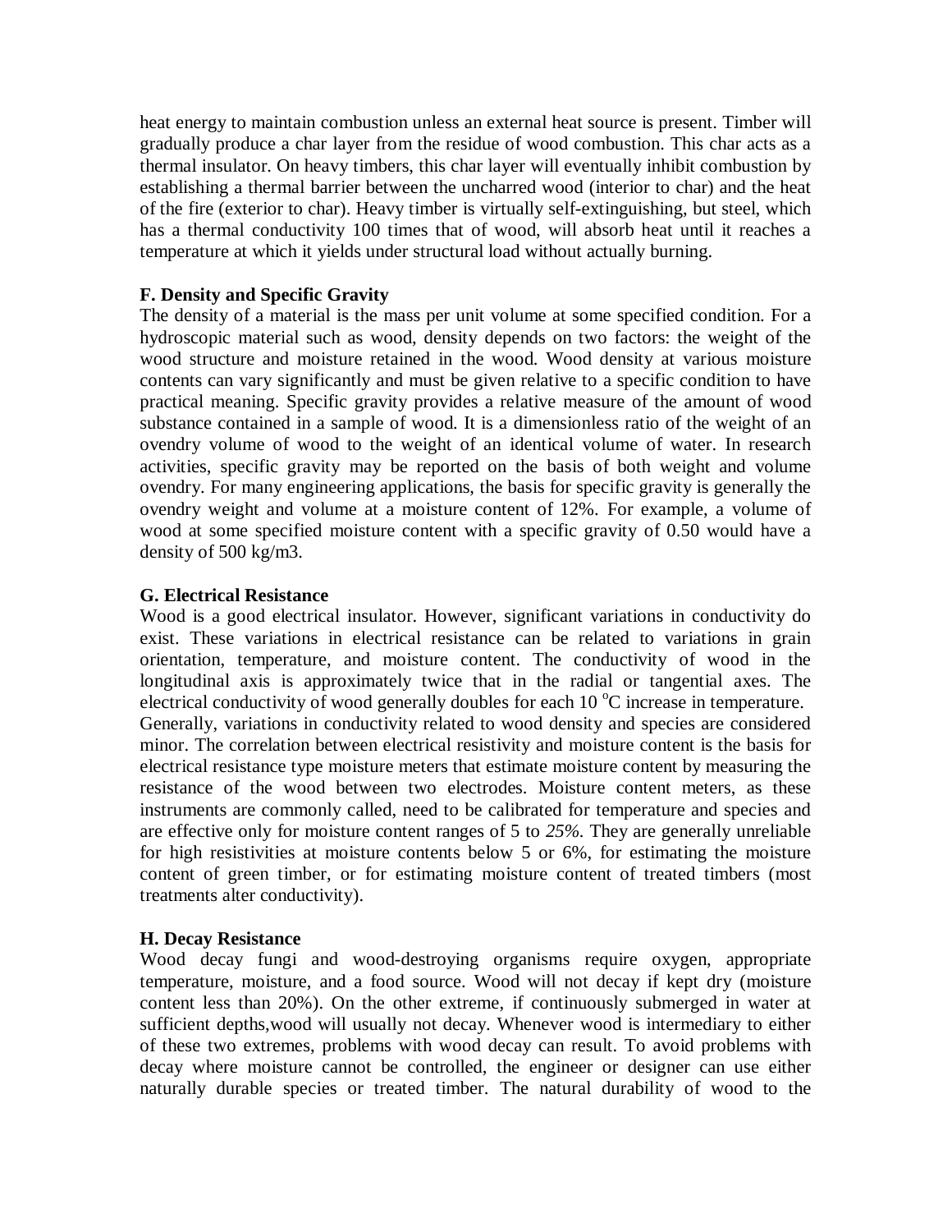heat energy to maintain combustion unless an external heat source is present. Timber will gradually produce a char layer from the residue of wood combustion. This char acts as a thermal insulator. On heavy timbers, this char layer will eventually inhibit combustion by establishing a thermal barrier between the uncharred wood (interior to char) and the heat of the fire (exterior to char). Heavy timber is virtually self-extinguishing, but steel, which has a thermal conductivity 100 times that of wood, will absorb heat until it reaches a temperature at which it yields under structural load without actually burning.

**F. Density and Specific Gravity**

The density of a material is the mass per unit volume at some specified condition. For a hydroscopic material such as wood, density depends on two factors: the weight of the wood structure and moisture retained in the wood. Wood density at various moisture contents can vary significantly and must be given relative to a specific condition to have practical meaning. Specific gravity provides a relative measure of the amount of wood substance contained in a sample of wood. It is a dimensionless ratio of the weight of an ovendry volume of wood to the weight of an identical volume of water. In research activities, specific gravity may be reported on the basis of both weight and volume ovendry. For many engineering applications, the basis for specific gravity is generally the ovendry weight and volume at a moisture content of 12%. For example, a volume of wood at some specified moisture content with a specific gravity of 0.50 would have a density of 500 kg/m3.

**G. Electrical Resistance**

Wood is a good electrical insulator. However, significant variations in conductivity do exist. These variations in electrical resistance can be related to variations in grain orientation, temperature, and moisture content. The conductivity of wood in the longitudinal axis is approximately twice that in the radial or tangential axes. The electrical conductivity of wood generally doubles for each 10 $^{o}$C increase in temperature.
Generally, variations in conductivity related to wood density and species are considered minor. The correlation between electrical resistivity and moisture content is the basis for electrical resistance type moisture meters that estimate moisture content by measuring the resistance of the wood between two electrodes. Moisture content meters, as these instruments are commonly called, need to be calibrated for temperature and species and are effective only for moisture content ranges of 5 to *25%*. They are generally unreliable for high resistivities at moisture contents below 5 or 6%, for estimating the moisture content of green timber, or for estimating moisture content of treated timbers (most treatments alter conductivity).

**H. Decay Resistance**

Wood decay fungi and wood-destroying organisms require oxygen, appropriate temperature, moisture, and a food source. Wood will not decay if kept dry (moisture content less than 20%). On the other extreme, if continuously submerged in water at sufficient depths,wood will usually not decay. Whenever wood is intermediary to either of these two extremes, problems with wood decay can result. To avoid problems with decay where moisture cannot be controlled, the engineer or designer can use either naturally durable species or treated timber. The natural durability of wood to the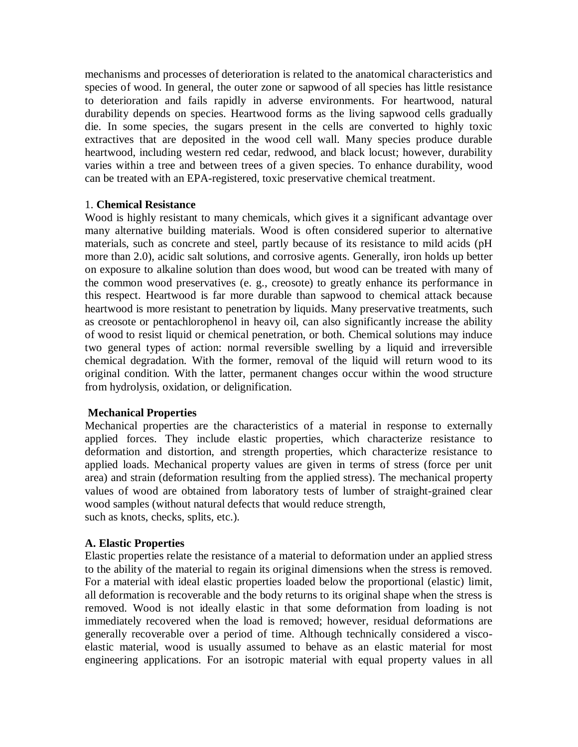mechanisms and processes of deterioration is related to the anatomical characteristics and species of wood. In general, the outer zone or sapwood of all species has little resistance to deterioration and fails rapidly in adverse environments. For heartwood, natural durability depends on species. Heartwood forms as the living sapwood cells gradually die. In some species, the sugars present in the cells are converted to highly toxic extractives that are deposited in the wood cell wall. Many species produce durable heartwood, including western red cedar, redwood, and black locust; however, durability varies within a tree and between trees of a given species. To enhance durability, wood can be treated with an EPA-registered, toxic preservative chemical treatment.

1. **Chemical Resistance**

Wood is highly resistant to many chemicals, which gives it a significant advantage over many alternative building materials. Wood is often considered superior to alternative materials, such as concrete and steel, partly because of its resistance to mild acids (pH more than 2.0), acidic salt solutions, and corrosive agents. Generally, iron holds up better on exposure to alkaline solution than does wood, but wood can be treated with many of the common wood preservatives (e. g., creosote) to greatly enhance its performance in this respect. Heartwood is far more durable than sapwood to chemical attack because heartwood is more resistant to penetration by liquids. Many preservative treatments, such as creosote or pentachlorophenol in heavy oil, can also significantly increase the ability of wood to resist liquid or chemical penetration, or both. Chemical solutions may induce two general types of action: normal reversible swelling by a liquid and irreversible chemical degradation. With the former, removal of the liquid will return wood to its original condition. With the latter, permanent changes occur within the wood structure from hydrolysis, oxidation, or delignification.

**Mechanical Properties**

Mechanical properties are the characteristics of a material in response to externally applied forces. They include elastic properties, which characterize resistance to deformation and distortion, and strength properties, which characterize resistance to applied loads. Mechanical property values are given in terms of stress (force per unit area) and strain (deformation resulting from the applied stress). The mechanical property values of wood are obtained from laboratory tests of lumber of straight-grained clear wood samples (without natural defects that would reduce strength, such as knots, checks, splits, etc.).

**A. Elastic Properties**

Elastic properties relate the resistance of a material to deformation under an applied stress to the ability of the material to regain its original dimensions when the stress is removed. For a material with ideal elastic properties loaded below the proportional (elastic) limit, all deformation is recoverable and the body returns to its original shape when the stress is removed. Wood is not ideally elastic in that some deformation from loading is not immediately recovered when the load is removed; however, residual deformations are generally recoverable over a period of time. Although technically considered a visco-elastic material, wood is usually assumed to behave as an elastic material for most engineering applications. For an isotropic material with equal property values in all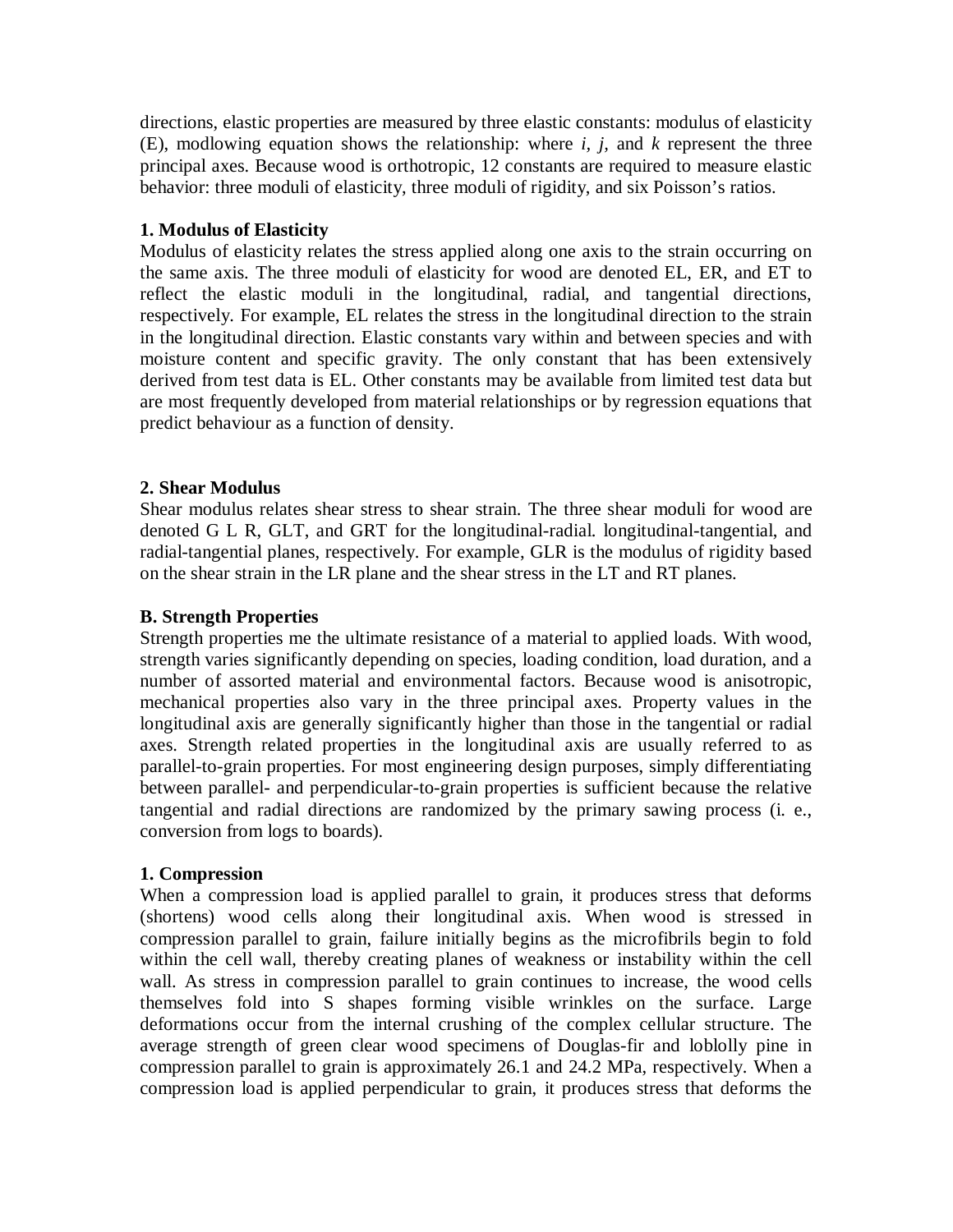directions, elastic properties are measured by three elastic constants: modulus of elasticity (E), modlowing equation shows the relationship: where *i*, *j*, and *k* represent the three principal axes. Because wood is orthotropic, 12 constants are required to measure elastic behavior: three moduli of elasticity, three moduli of rigidity, and six Poisson's ratios.

**1. Modulus of Elasticity**

Modulus of elasticity relates the stress applied along one axis to the strain occurring on the same axis. The three moduli of elasticity for wood are denoted EL, ER, and ET to reflect the elastic moduli in the longitudinal, radial, and tangential directions, respectively. For example, EL relates the stress in the longitudinal direction to the strain in the longitudinal direction. Elastic constants vary within and between species and with moisture content and specific gravity. The only constant that has been extensively derived from test data is EL. Other constants may be available from limited test data but are most frequently developed from material relationships or by regression equations that predict behaviour as a function of density.

**2. Shear Modulus**

Shear modulus relates shear stress to shear strain. The three shear moduli for wood are denoted G L R, GLT, and GRT for the longitudinal-radial. longitudinal-tangential, and radial-tangential planes, respectively. For example, GLR is the modulus of rigidity based on the shear strain in the LR plane and the shear stress in the LT and RT planes.

**B. Strength Properties**

Strength properties me the ultimate resistance of a material to applied loads. With wood, strength varies significantly depending on species, loading condition, load duration, and a number of assorted material and environmental factors. Because wood is anisotropic, mechanical properties also vary in the three principal axes. Property values in the longitudinal axis are generally significantly higher than those in the tangential or radial axes. Strength related properties in the longitudinal axis are usually referred to as parallel-to-grain properties. For most engineering design purposes, simply differentiating between parallel- and perpendicular-to-grain properties is sufficient because the relative tangential and radial directions are randomized by the primary sawing process (i. e., conversion from logs to boards).

**1. Compression**

When a compression load is applied parallel to grain, it produces stress that deforms (shortens) wood cells along their longitudinal axis. When wood is stressed in compression parallel to grain, failure initially begins as the microfibrils begin to fold within the cell wall, thereby creating planes of weakness or instability within the cell wall. As stress in compression parallel to grain continues to increase, the wood cells themselves fold into S shapes forming visible wrinkles on the surface. Large deformations occur from the internal crushing of the complex cellular structure. The average strength of green clear wood specimens of Douglas-fir and loblolly pine in compression parallel to grain is approximately 26.1 and 24.2 MPa, respectively. When a compression load is applied perpendicular to grain, it produces stress that deforms the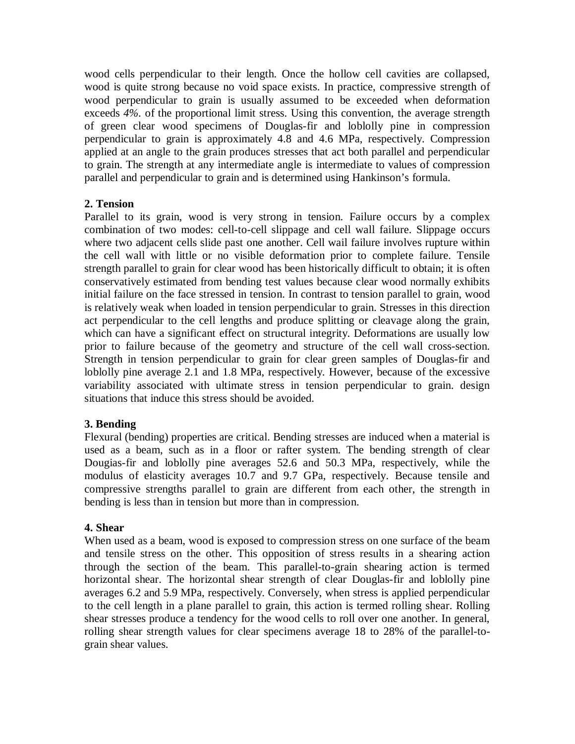wood cells perpendicular to their length. Once the hollow cell cavities are collapsed, wood is quite strong because no void space exists. In practice, compressive strength of wood perpendicular to grain is usually assumed to be exceeded when deformation exceeds *4%*. of the proportional limit stress. Using this convention, the average strength of green clear wood specimens of Douglas-fir and loblolly pine in compression perpendicular to grain is approximately 4.8 and 4.6 MPa, respectively. Compression applied at an angle to the grain produces stresses that act both parallel and perpendicular to grain. The strength at any intermediate angle is intermediate to values of compression parallel and perpendicular to grain and is determined using Hankinson's formula.

**2. Tension**

Parallel to its grain, wood is very strong in tension. Failure occurs by a complex combination of two modes: cell-to-cell slippage and cell wall failure. Slippage occurs where two adjacent cells slide past one another. Cell wail failure involves rupture within the cell wall with little or no visible deformation prior to complete failure. Tensile strength parallel to grain for clear wood has been historically difficult to obtain; it is often conservatively estimated from bending test values because clear wood normally exhibits initial failure on the face stressed in tension. In contrast to tension parallel to grain, wood is relatively weak when loaded in tension perpendicular to grain. Stresses in this direction act perpendicular to the cell lengths and produce splitting or cleavage along the grain, which can have a significant effect on structural integrity. Deformations are usually low prior to failure because of the geometry and structure of the cell wall cross-section. Strength in tension perpendicular to grain for clear green samples of Douglas-fir and loblolly pine average 2.1 and 1.8 MPa, respectively. However, because of the excessive variability associated with ultimate stress in tension perpendicular to grain. design situations that induce this stress should be avoided.

**3. Bending**

Flexural (bending) properties are critical. Bending stresses are induced when a material is used as a beam, such as in a floor or rafter system. The bending strength of clear Dougias-fir and loblolly pine averages 52.6 and 50.3 MPa, respectively, while the modulus of elasticity averages 10.7 and 9.7 GPa, respectively. Because tensile and compressive strengths parallel to grain are different from each other, the strength in bending is less than in tension but more than in compression.

**4. Shear**

When used as a beam, wood is exposed to compression stress on one surface of the beam and tensile stress on the other. This opposition of stress results in a shearing action through the section of the beam. This parallel-to-grain shearing action is termed horizontal shear. The horizontal shear strength of clear Douglas-fir and loblolly pine averages 6.2 and 5.9 MPa, respectively. Conversely, when stress is applied perpendicular to the cell length in a plane parallel to grain, this action is termed rolling shear. Rolling shear stresses produce a tendency for the wood cells to roll over one another. In general, rolling shear strength values for clear specimens average 18 to 28% of the parallel-to-grain shear values.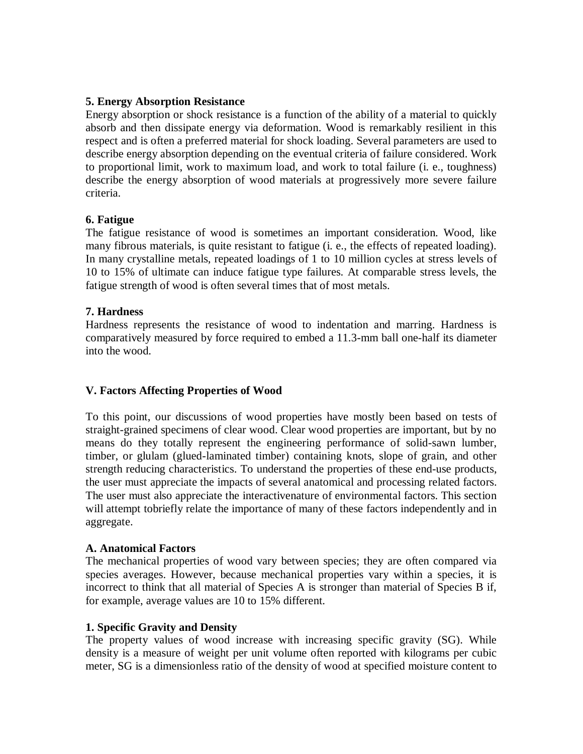### 5. Energy Absorption Resistance

Energy absorption or shock resistance is a function of the ability of a material to quickly absorb and then dissipate energy via deformation. Wood is remarkably resilient in this respect and is often a preferred material for shock loading. Several parameters are used to describe energy absorption depending on the eventual criteria of failure considered. Work to proportional limit, work to maximum load, and work to total failure (i. e., toughness) describe the energy absorption of wood materials at progressively more severe failure criteria.

### 6. Fatigue

The fatigue resistance of wood is sometimes an important consideration. Wood, like many fibrous materials, is quite resistant to fatigue (i. e., the effects of repeated loading). In many crystalline metals, repeated loadings of 1 to 10 million cycles at stress levels of 10 to 15% of ultimate can induce fatigue type failures. At comparable stress levels, the fatigue strength of wood is often several times that of most metals.

### 7. Hardness

Hardness represents the resistance of wood to indentation and marring. Hardness is comparatively measured by force required to embed a 11.3-mm ball one-half its diameter into the wood.

## V. Factors Affecting Properties of Wood

To this point, our discussions of wood properties have mostly been based on tests of straight-grained specimens of clear wood. Clear wood properties are important, but by no means do they totally represent the engineering performance of solid-sawn lumber, timber, or glulam (glued-laminated timber) containing knots, slope of grain, and other strength reducing characteristics. To understand the properties of these end-use products, the user must appreciate the impacts of several anatomical and processing related factors. The user must also appreciate the interactivenature of environmental factors. This section will attempt tobriefly relate the importance of many of these factors independently and in aggregate.

### A. Anatomical Factors

The mechanical properties of wood vary between species; they are often compared via species averages. However, because mechanical properties vary within a species, it is incorrect to think that all material of Species A is stronger than material of Species B if, for example, average values are 10 to 15% different.

### 1. Specific Gravity and Density

The property values of wood increase with increasing specific gravity (SG). While density is a measure of weight per unit volume often reported with kilograms per cubic meter, SG is a dimensionless ratio of the density of wood at specified moisture content to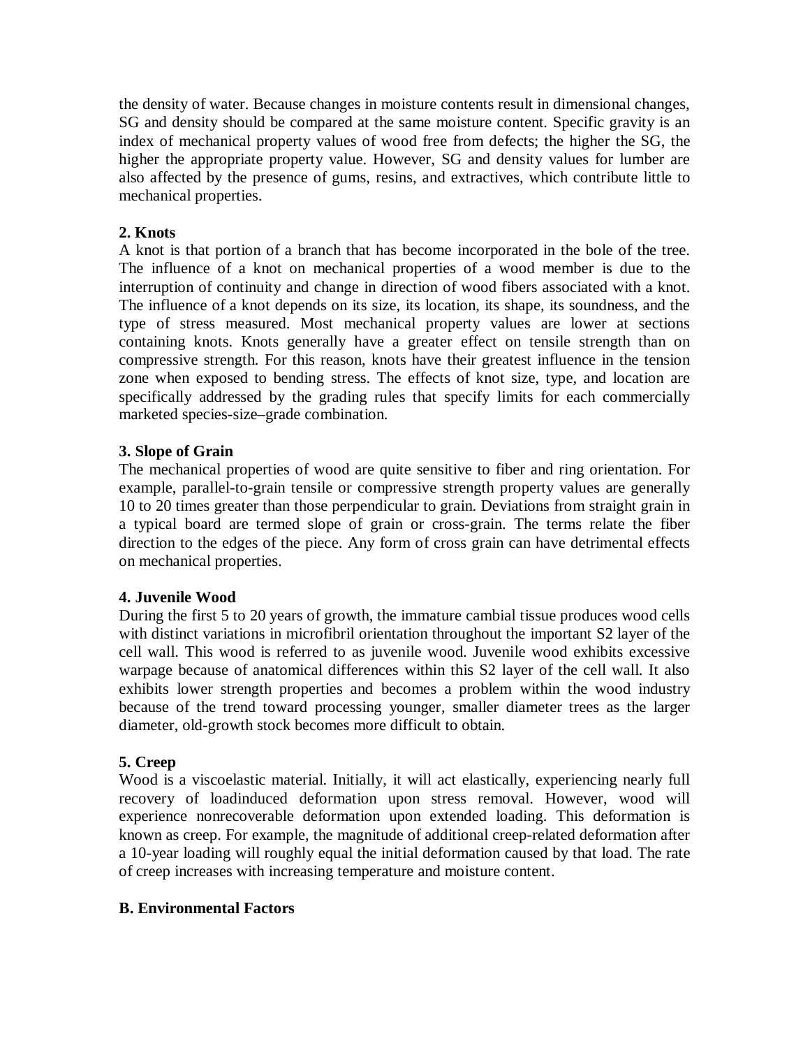the density of water. Because changes in moisture contents result in dimensional changes, SG and density should be compared at the same moisture content. Specific gravity is an index of mechanical property values of wood free from defects; the higher the SG, the higher the appropriate property value. However, SG and density values for lumber are also affected by the presence of gums, resins, and extractives, which contribute little to mechanical properties.

**2. Knots**

A knot is that portion of a branch that has become incorporated in the bole of the tree. The influence of a knot on mechanical properties of a wood member is due to the interruption of continuity and change in direction of wood fibers associated with a knot. The influence of a knot depends on its size, its location, its shape, its soundness, and the type of stress measured. Most mechanical property values are lower at sections containing knots. Knots generally have a greater effect on tensile strength than on compressive strength. For this reason, knots have their greatest influence in the tension zone when exposed to bending stress. The effects of knot size, type, and location are specifically addressed by the grading rules that specify limits for each commercially marketed species-size–grade combination.

**3. Slope of Grain**

The mechanical properties of wood are quite sensitive to fiber and ring orientation. For example, parallel-to-grain tensile or compressive strength property values are generally 10 to 20 times greater than those perpendicular to grain. Deviations from straight grain in a typical board are termed slope of grain or cross-grain. The terms relate the fiber direction to the edges of the piece. Any form of cross grain can have detrimental effects on mechanical properties.

**4. Juvenile Wood**

During the first 5 to 20 years of growth, the immature cambial tissue produces wood cells with distinct variations in microfibril orientation throughout the important S2 layer of the cell wall. This wood is referred to as juvenile wood. Juvenile wood exhibits excessive warpage because of anatomical differences within this S2 layer of the cell wall. It also exhibits lower strength properties and becomes a problem within the wood industry because of the trend toward processing younger, smaller diameter trees as the larger diameter, old-growth stock becomes more difficult to obtain.

**5. Creep**

Wood is a viscoelastic material. Initially, it will act elastically, experiencing nearly full recovery of loadinduced deformation upon stress removal. However, wood will experience nonrecoverable deformation upon extended loading. This deformation is known as creep. For example, the magnitude of additional creep-related deformation after a 10-year loading will roughly equal the initial deformation caused by that load. The rate of creep increases with increasing temperature and moisture content.

**B. Environmental Factors**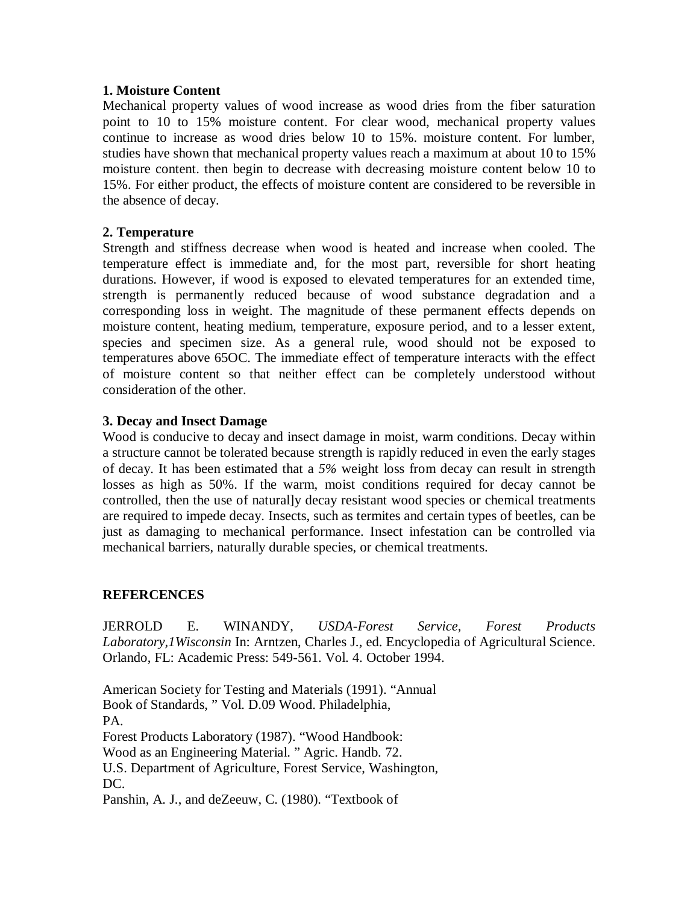**1. Moisture Content**

Mechanical property values of wood increase as wood dries from the fiber saturation point to 10 to 15% moisture content. For clear wood, mechanical property values continue to increase as wood dries below 10 to 15%. moisture content. For lumber, studies have shown that mechanical property values reach a maximum at about 10 to 15% moisture content. then begin to decrease with decreasing moisture content below 10 to 15%. For either product, the effects of moisture content are considered to be reversible in the absence of decay.

**2. Temperature**

Strength and stiffness decrease when wood is heated and increase when cooled. The temperature effect is immediate and, for the most part, reversible for short heating durations. However, if wood is exposed to elevated temperatures for an extended time, strength is permanently reduced because of wood substance degradation and a corresponding loss in weight. The magnitude of these permanent effects depends on moisture content, heating medium, temperature, exposure period, and to a lesser extent, species and specimen size. As a general rule, wood should not be exposed to temperatures above 65OC. The immediate effect of temperature interacts with the effect of moisture content so that neither effect can be completely understood without consideration of the other.

**3. Decay and Insect Damage**

Wood is conducive to decay and insect damage in moist, warm conditions. Decay within a structure cannot be tolerated because strength is rapidly reduced in even the early stages of decay. It has been estimated that a *5%* weight loss from decay can result in strength losses as high as 50%. If the warm, moist conditions required for decay cannot be controlled, then the use of natural]y decay resistant wood species or chemical treatments are required to impede decay. Insects, such as termites and certain types of beetles, can be just as damaging to mechanical performance. Insect infestation can be controlled via mechanical barriers, naturally durable species, or chemical treatments.

**REFERCENCES**

JERROLD E. WINANDY, *USDA-Forest Service, Forest Products Laboratory,1Wisconsin* In: Arntzen, Charles J., ed. Encyclopedia of Agricultural Science. Orlando, FL: Academic Press: 549-561. Vol. 4. October 1994.

American Society for Testing and Materials (1991). "Annual Book of Standards, " Vol. D.09 Wood. Philadelphia, PA.

Forest Products Laboratory (1987). "Wood Handbook: Wood as an Engineering Material. " Agric. Handb. 72. U.S. Department of Agriculture, Forest Service, Washington, DC.

Panshin, A. J., and deZeeuw, C. (1980). "Textbook of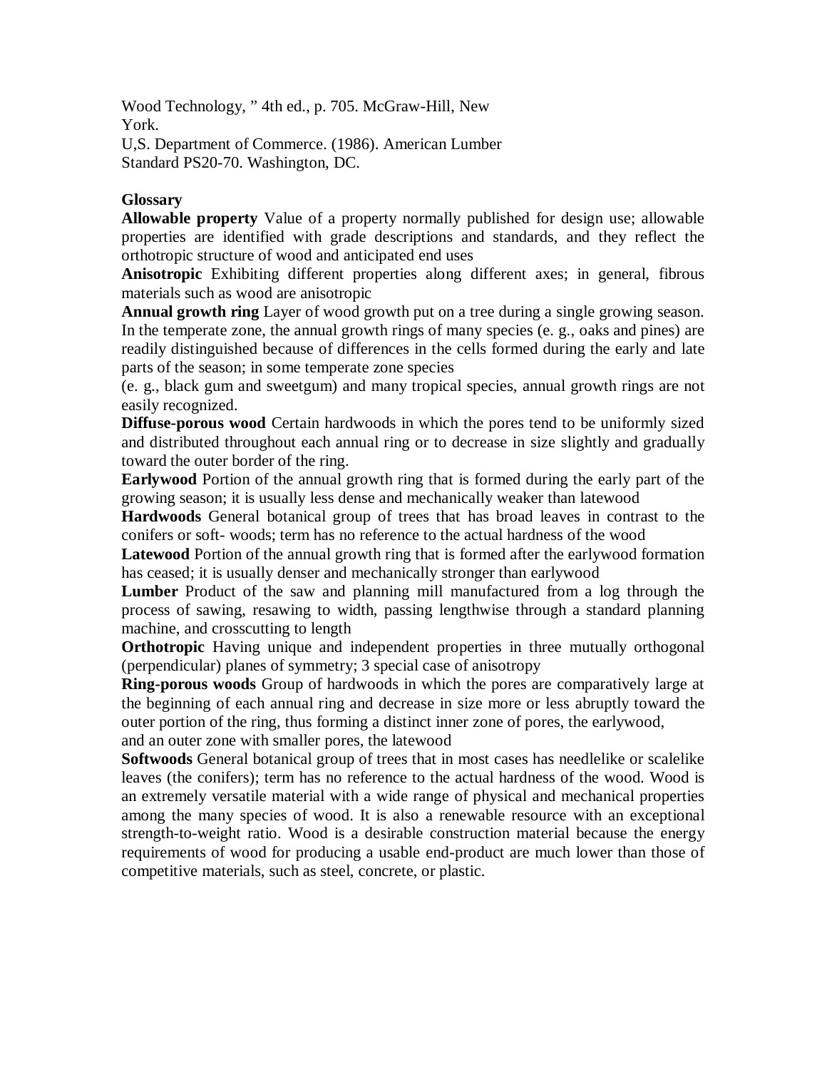Wood Technology, " 4th ed., p. 705. McGraw-Hill, New York.

U,S. Department of Commerce. (1986). American Lumber Standard PS20-70. Washington, DC.

**Glossary**

**Allowable property** Value of a property normally published for design use; allowable properties are identified with grade descriptions and standards, and they reflect the orthotropic structure of wood and anticipated end uses

**Anisotropic** Exhibiting different properties along different axes; in general, fibrous materials such as wood are anisotropic

**Annual growth ring** Layer of wood growth put on a tree during a single growing season. In the temperate zone, the annual growth rings of many species (e. g., oaks and pines) are readily distinguished because of differences in the cells formed during the early and late parts of the season; in some temperate zone species (e. g., black gum and sweetgum) and many tropical species, annual growth rings are not easily recognized.

**Diffuse-porous wood** Certain hardwoods in which the pores tend to be uniformly sized and distributed throughout each annual ring or to decrease in size slightly and gradually toward the outer border of the ring.

**Earlywood** Portion of the annual growth ring that is formed during the early part of the growing season; it is usually less dense and mechanically weaker than latewood

**Hardwoods** General botanical group of trees that has broad leaves in contrast to the conifers or soft- woods; term has no reference to the actual hardness of the wood

**Latewood** Portion of the annual growth ring that is formed after the earlywood formation has ceased; it is usually denser and mechanically stronger than earlywood

**Lumber** Product of the saw and planning mill manufactured from a log through the process of sawing, resawing to width, passing lengthwise through a standard planning machine, and crosscutting to length

**Orthotropic** Having unique and independent properties in three mutually orthogonal (perpendicular) planes of symmetry; 3 special case of anisotropy

**Ring-porous woods** Group of hardwoods in which the pores are comparatively large at the beginning of each annual ring and decrease in size more or less abruptly toward the outer portion of the ring, thus forming a distinct inner zone of pores, the earlywood, and an outer zone with smaller pores, the latewood

**Softwoods** General botanical group of trees that in most cases has needlelike or scalelike leaves (the conifers); term has no reference to the actual hardness of the wood. Wood is an extremely versatile material with a wide range of physical and mechanical properties among the many species of wood. It is also a renewable resource with an exceptional strength-to-weight ratio. Wood is a desirable construction material because the energy requirements of wood for producing a usable end-product are much lower than those of competitive materials, such as steel, concrete, or plastic.